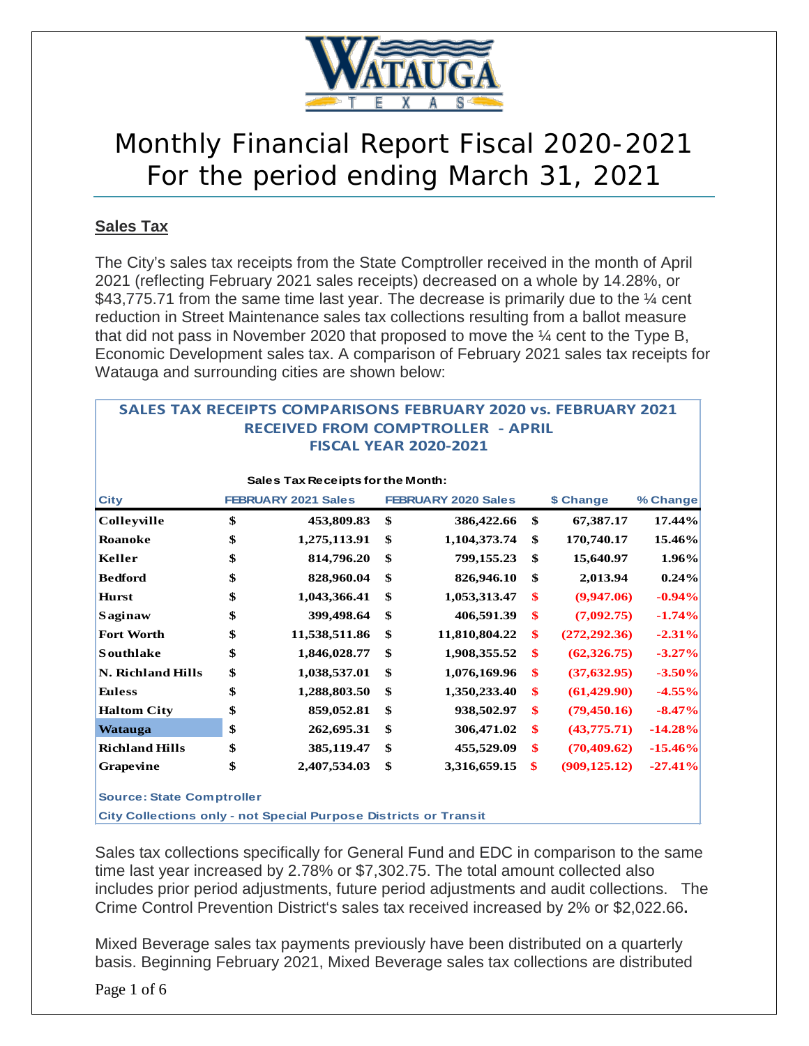# Monthly Financial Report Fiscal 2020-2021
# For the period ending March 31, 2021

## Sales Tax

The City's sales tax receipts from the State Comptroller received in the month of April 2021 (reflecting February 2021 sales receipts) decreased on a whole by 14.28%, or $43,775.71 from the same time last year. The decrease is primarily due to the ¼ cent reduction in Street Maintenance sales tax collections resulting from a ballot measure that did not pass in November 2020 that proposed to move the ¼ cent to the Type B, Economic Development sales tax. A comparison of February 2021 sales tax receipts for Watauga and surrounding cities are shown below:

**SALES TAX RECEIPTS COMPARISONS FEBRUARY 2020 vs. FEBRUARY 2021**
**RECEIVED FROM COMPTROLLER - APRIL**
**FISCAL YEAR 2020-2021**

Sales Tax Receipts for the Month:

| City | FEBRUARY 2021 Sales | FEBRUARY 2020 Sales | $ Change | % Change |
|---|---|---|---|---|
| Colleyville | $ 453,809.83 | $ 386,422.66 | $ 67,387.17 | 17.44% |
| Roanoke | $ 1,275,113.91 | $ 1,104,373.74 | $ 170,740.17 | 15.46% |
| Keller | $ 814,796.20 | $ 799,155.23 | $ 15,640.97 | 1.96% |
| Bedford | $ 828,960.04 | $ 826,946.10 | $ 2,013.94 | 0.24% |
| Hurst | $ 1,043,366.41 | $ 1,053,313.47 | $ (9,947.06) | -0.94% |
| Saginaw | $ 399,498.64 | $ 406,591.39 | $ (7,092.75) | -1.74% |
| Fort Worth | $ 11,538,511.86 | $ 11,810,804.22 | $ (272,292.36) | -2.31% |
| Southlake | $ 1,846,028.77 | $ 1,908,355.52 | $ (62,326.75) | -3.27% |
| N. Richland Hills | $ 1,038,537.01 | $ 1,076,169.96 | $ (37,632.95) | -3.50% |
| Euless | $ 1,288,803.50 | $ 1,350,233.40 | $ (61,429.90) | -4.55% |
| Haltom City | $ 859,052.81 | $ 938,502.97 | $ (79,450.16) | -8.47% |
| Watauga | $ 262,695.31 | $ 306,471.02 | $ (43,775.71) | -14.28% |
| Richland Hills | $ 385,119.47 | $ 455,529.09 | $ (70,409.62) | -15.46% |
| Grapevine | $ 2,407,534.03 | $ 3,316,659.15 | $ (909,125.12) | -27.41% |

Source: State Comptroller

City Collections only - not Special Purpose Districts or Transit

Sales tax collections specifically for General Fund and EDC in comparison to the same time last year increased by 2.78% or $7,302.75. The total amount collected also includes prior period adjustments, future period adjustments and audit collections. The Crime Control Prevention District's sales tax received increased by 2% or $2,022.66.

Mixed Beverage sales tax payments previously have been distributed on a quarterly basis. Beginning February 2021, Mixed Beverage sales tax collections are distributed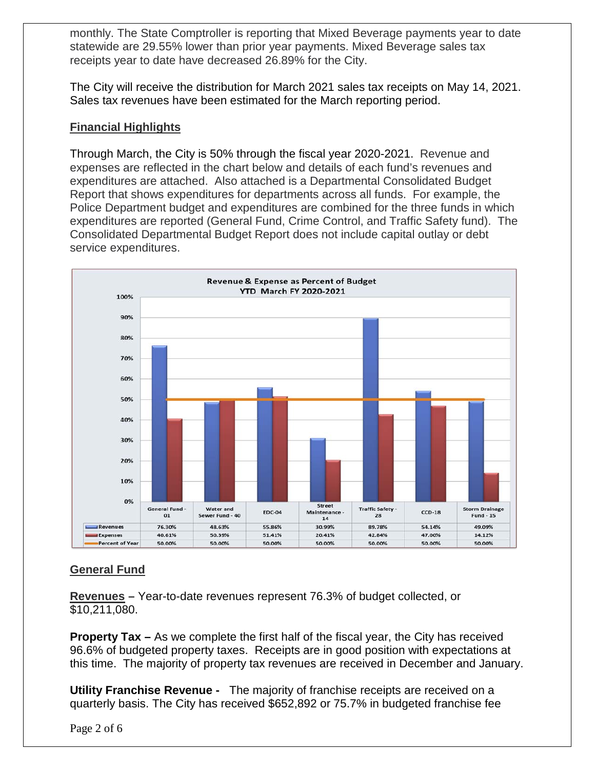monthly. The State Comptroller is reporting that Mixed Beverage payments year to date statewide are 29.55% lower than prior year payments. Mixed Beverage sales tax receipts year to date have decreased 26.89% for the City.

The City will receive the distribution for March 2021 sales tax receipts on May 14, 2021. Sales tax revenues have been estimated for the March reporting period.

## Financial Highlights

Through March, the City is 50% through the fiscal year 2020-2021. Revenue and expenses are reflected in the chart below and details of each fund's revenues and expenditures are attached. Also attached is a Departmental Consolidated Budget Report that shows expenditures for departments across all funds. For example, the Police Department budget and expenditures are combined for the three funds in which expenditures are reported (General Fund, Crime Control, and Traffic Safety fund). The Consolidated Departmental Budget Report does not include capital outlay or debt service expenditures.

**Revenue & Expense as Percent of Budget**
**YTD March FY 2020-2021**

| | General Fund - 01 | Water and Sewer Fund - 40 | EDC-04 | Street Maintenance - 14 | Traffic Safety - 28 | CCD-18 | Storm Drainage Fund - 15 |
|---|---|---|---|---|---|---|---|
| Revenues | 76.30% | 48.63% | 55.86% | 30.99% | 89.78% | 54.14% | 49.09% |
| Expenses | 40.61% | 50.39% | 51.41% | 20.41% | 42.84% | 47.00% | 14.12% |
| Percent of Year | 50.00% | 50.00% | 50.00% | 50.00% | 50.00% | 50.00% | 50.00% |

## General Fund

**Revenues** – Year-to-date revenues represent 76.3% of budget collected, or $10,211,080.

**Property Tax –** As we complete the first half of the fiscal year, the City has received 96.6% of budgeted property taxes. Receipts are in good position with expectations at this time. The majority of property tax revenues are received in December and January.

**Utility Franchise Revenue -** The majority of franchise receipts are received on a quarterly basis. The City has received $652,892 or 75.7% in budgeted franchise fee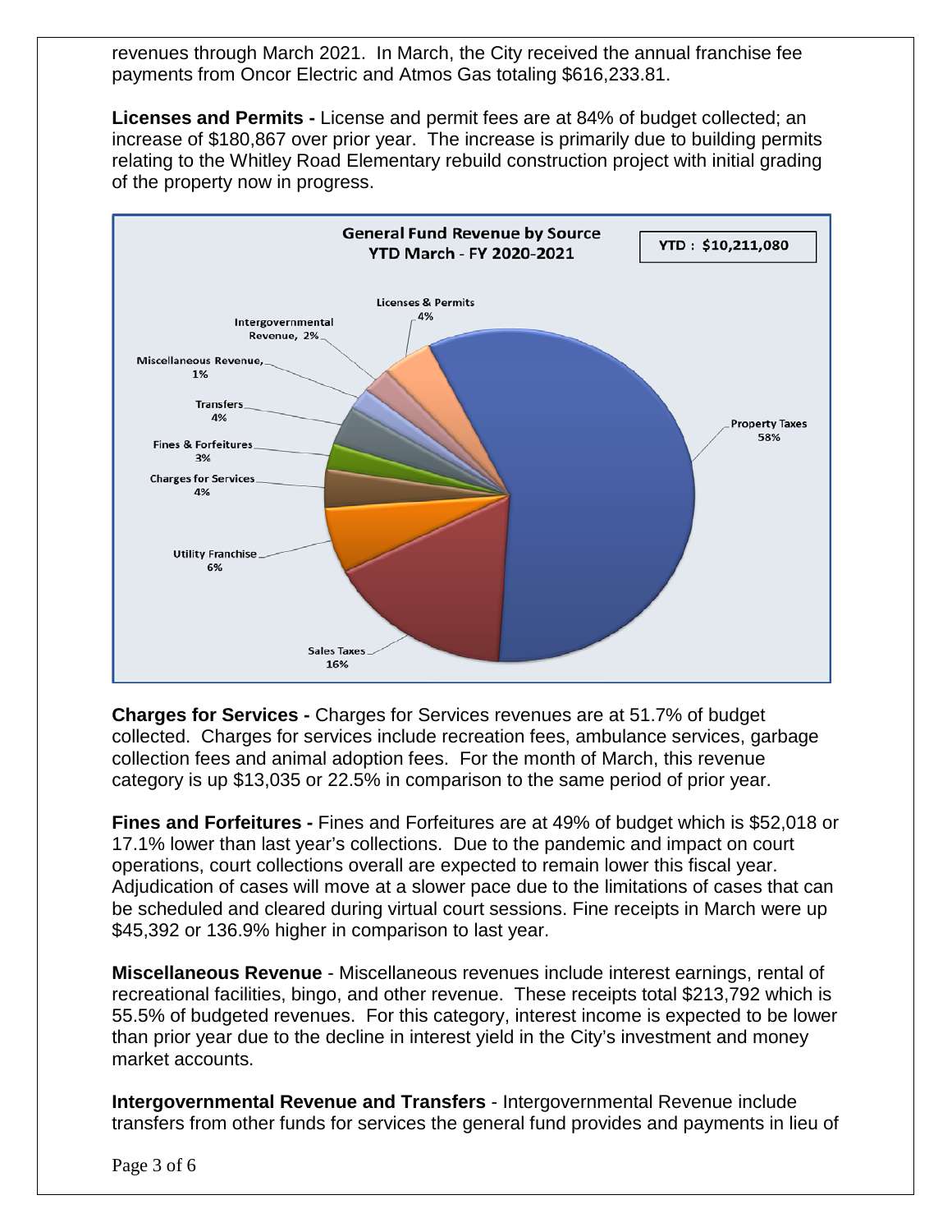revenues through March 2021. In March, the City received the annual franchise fee payments from Oncor Electric and Atmos Gas totaling $616,233.81.

**Licenses and Permits -** License and permit fees are at 84% of budget collected; an increase of $180,867 over prior year. The increase is primarily due to building permits relating to the Whitley Road Elementary rebuild construction project with initial grading of the property now in progress.

**General Fund Revenue by Source**
**YTD March - FY 2020-2021**

YTD : $10,211,080

| Source | % |
|---|---|
| Property Taxes | 58% |
| Sales Taxes | 16% |
| Utility Franchise | 6% |
| Charges for Services | 4% |
| Fines & Forfeitures | 3% |
| Transfers | 4% |
| Miscellaneous Revenue | 1% |
| Intergovernmental Revenue | 2% |
| Licenses & Permits | 4% |

**Charges for Services -** Charges for Services revenues are at 51.7% of budget collected. Charges for services include recreation fees, ambulance services, garbage collection fees and animal adoption fees. For the month of March, this revenue category is up $13,035 or 22.5% in comparison to the same period of prior year.

**Fines and Forfeitures -** Fines and Forfeitures are at 49% of budget which is $52,018 or 17.1% lower than last year's collections. Due to the pandemic and impact on court operations, court collections overall are expected to remain lower this fiscal year. Adjudication of cases will move at a slower pace due to the limitations of cases that can be scheduled and cleared during virtual court sessions. Fine receipts in March were up $45,392 or 136.9% higher in comparison to last year.

**Miscellaneous Revenue** - Miscellaneous revenues include interest earnings, rental of recreational facilities, bingo, and other revenue. These receipts total $213,792 which is 55.5% of budgeted revenues. For this category, interest income is expected to be lower than prior year due to the decline in interest yield in the City's investment and money market accounts.

**Intergovernmental Revenue and Transfers** - Intergovernmental Revenue include transfers from other funds for services the general fund provides and payments in lieu of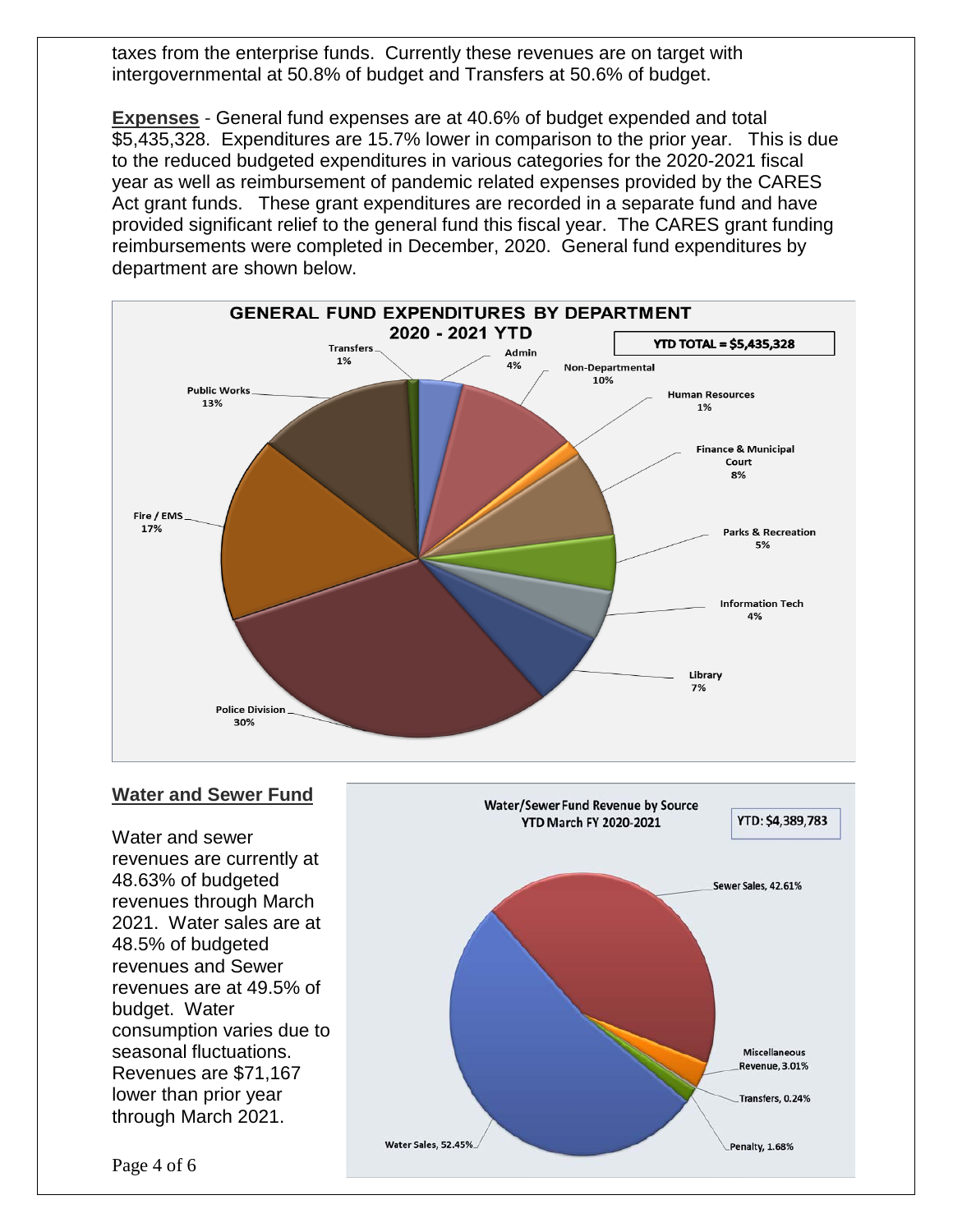taxes from the enterprise funds. Currently these revenues are on target with intergovernmental at 50.8% of budget and Transfers at 50.6% of budget.

**Expenses** - General fund expenses are at 40.6% of budget expended and total $5,435,328. Expenditures are 15.7% lower in comparison to the prior year. This is due to the reduced budgeted expenditures in various categories for the 2020-2021 fiscal year as well as reimbursement of pandemic related expenses provided by the CARES Act grant funds. These grant expenditures are recorded in a separate fund and have provided significant relief to the general fund this fiscal year. The CARES grant funding reimbursements were completed in December, 2020. General fund expenditures by department are shown below.

**GENERAL FUND EXPENDITURES BY DEPARTMENT 2020 - 2021 YTD**

YTD TOTAL = $5,435,328

| Department | Percent |
|---|---|
| Admin | 4% |
| Non-Departmental | 10% |
| Human Resources | 1% |
| Finance & Municipal Court | 8% |
| Parks & Recreation | 5% |
| Information Tech | 4% |
| Library | 7% |
| Police Division | 30% |
| Fire / EMS | 17% |
| Public Works | 13% |
| Transfers | 1% |

## Water and Sewer Fund

Water and sewer revenues are currently at 48.63% of budgeted revenues through March 2021. Water sales are at 48.5% of budgeted revenues and Sewer revenues are at 49.5% of budget. Water consumption varies due to seasonal fluctuations. Revenues are $71,167 lower than prior year through March 2021.

**Water/Sewer Fund Revenue by Source YTD March FY 2020-2021**

YTD: $4,389,783

| Source | Percent |
|---|---|
| Sewer Sales | 42.61% |
| Miscellaneous Revenue | 3.01% |
| Transfers | 0.24% |
| Penalty | 1.68% |
| Water Sales | 52.45% |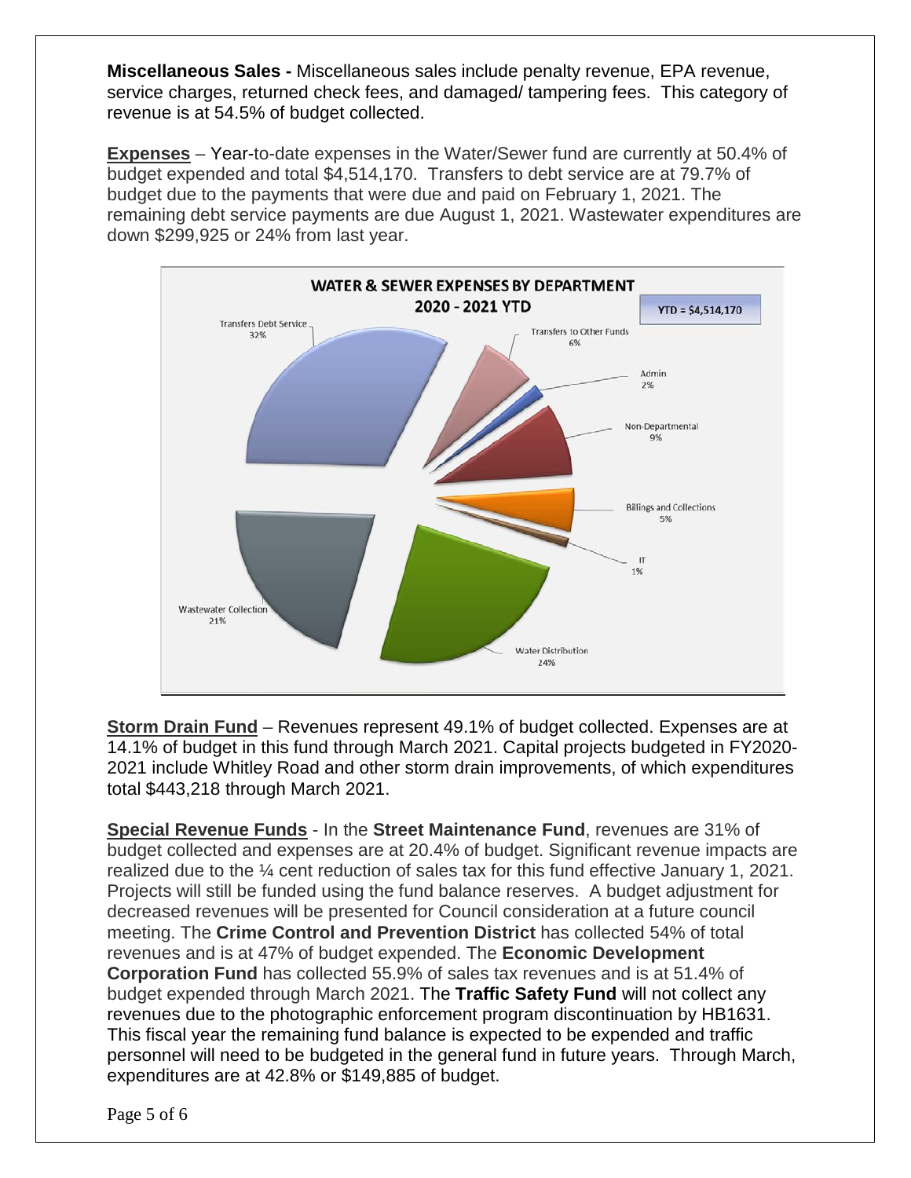**Miscellaneous Sales -** Miscellaneous sales include penalty revenue, EPA revenue, service charges, returned check fees, and damaged/ tampering fees. This category of revenue is at 54.5% of budget collected.

**Expenses** – Year-to-date expenses in the Water/Sewer fund are currently at 50.4% of budget expended and total $4,514,170. Transfers to debt service are at 79.7% of budget due to the payments that were due and paid on February 1, 2021. The remaining debt service payments are due August 1, 2021. Wastewater expenditures are down $299,925 or 24% from last year.

**WATER & SEWER EXPENSES BY DEPARTMENT**
**2020 - 2021 YTD**

YTD = $4,514,170

| Department | % |
| --- | --- |
| Transfers Debt Service | 32% |
| Transfers to Other Funds | 6% |
| Admin | 2% |
| Non-Departmental | 9% |
| Billings and Collections | 5% |
| IT | 1% |
| Water Distribution | 24% |
| Wastewater Collection | 21% |

**Storm Drain Fund** – Revenues represent 49.1% of budget collected. Expenses are at 14.1% of budget in this fund through March 2021. Capital projects budgeted in FY2020-2021 include Whitley Road and other storm drain improvements, of which expenditures total $443,218 through March 2021.

**Special Revenue Funds** - In the **Street Maintenance Fund**, revenues are 31% of budget collected and expenses are at 20.4% of budget. Significant revenue impacts are realized due to the ¼ cent reduction of sales tax for this fund effective January 1, 2021. Projects will still be funded using the fund balance reserves. A budget adjustment for decreased revenues will be presented for Council consideration at a future council meeting. The **Crime Control and Prevention District** has collected 54% of total revenues and is at 47% of budget expended. The **Economic Development Corporation Fund** has collected 55.9% of sales tax revenues and is at 51.4% of budget expended through March 2021. The **Traffic Safety Fund** will not collect any revenues due to the photographic enforcement program discontinuation by HB1631. This fiscal year the remaining fund balance is expected to be expended and traffic personnel will need to be budgeted in the general fund in future years. Through March, expenditures are at 42.8% or $149,885 of budget.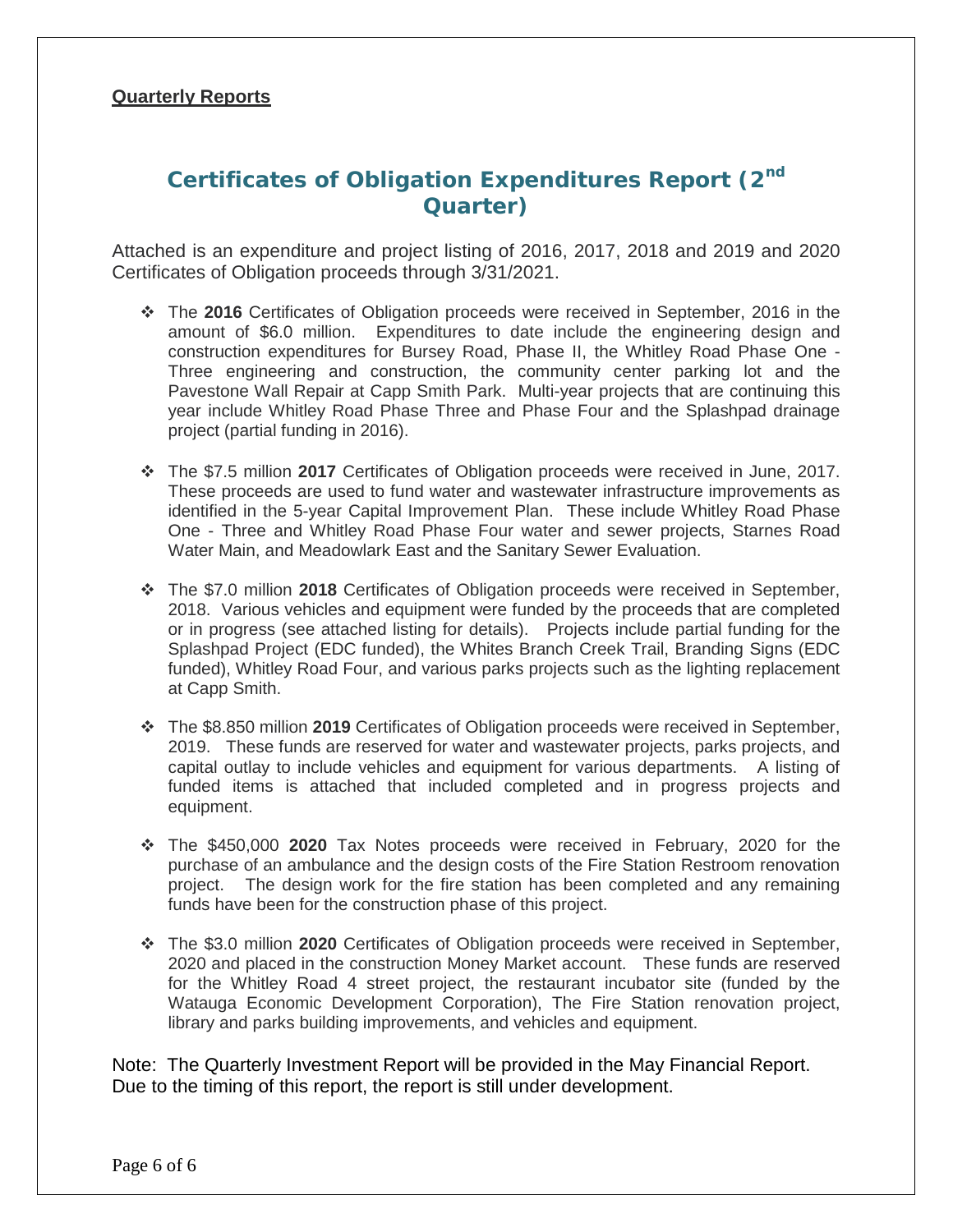**Quarterly Reports**

## Certificates of Obligation Expenditures Report (2nd Quarter)

Attached is an expenditure and project listing of 2016, 2017, 2018 and 2019 and 2020 Certificates of Obligation proceeds through 3/31/2021.

- The **2016** Certificates of Obligation proceeds were received in September, 2016 in the amount of $6.0 million. Expenditures to date include the engineering design and construction expenditures for Bursey Road, Phase II, the Whitley Road Phase One - Three engineering and construction, the community center parking lot and the Pavestone Wall Repair at Capp Smith Park. Multi-year projects that are continuing this year include Whitley Road Phase Three and Phase Four and the Splashpad drainage project (partial funding in 2016).

- The $7.5 million **2017** Certificates of Obligation proceeds were received in June, 2017. These proceeds are used to fund water and wastewater infrastructure improvements as identified in the 5-year Capital Improvement Plan. These include Whitley Road Phase One - Three and Whitley Road Phase Four water and sewer projects, Starnes Road Water Main, and Meadowlark East and the Sanitary Sewer Evaluation.

- The $7.0 million **2018** Certificates of Obligation proceeds were received in September, 2018. Various vehicles and equipment were funded by the proceeds that are completed or in progress (see attached listing for details). Projects include partial funding for the Splashpad Project (EDC funded), the Whites Branch Creek Trail, Branding Signs (EDC funded), Whitley Road Four, and various parks projects such as the lighting replacement at Capp Smith.

- The $8.850 million **2019** Certificates of Obligation proceeds were received in September, 2019. These funds are reserved for water and wastewater projects, parks projects, and capital outlay to include vehicles and equipment for various departments. A listing of funded items is attached that included completed and in progress projects and equipment.

- The $450,000 **2020** Tax Notes proceeds were received in February, 2020 for the purchase of an ambulance and the design costs of the Fire Station Restroom renovation project. The design work for the fire station has been completed and any remaining funds have been for the construction phase of this project.

- The $3.0 million **2020** Certificates of Obligation proceeds were received in September, 2020 and placed in the construction Money Market account. These funds are reserved for the Whitley Road 4 street project, the restaurant incubator site (funded by the Watauga Economic Development Corporation), The Fire Station renovation project, library and parks building improvements, and vehicles and equipment.

Note: The Quarterly Investment Report will be provided in the May Financial Report. Due to the timing of this report, the report is still under development.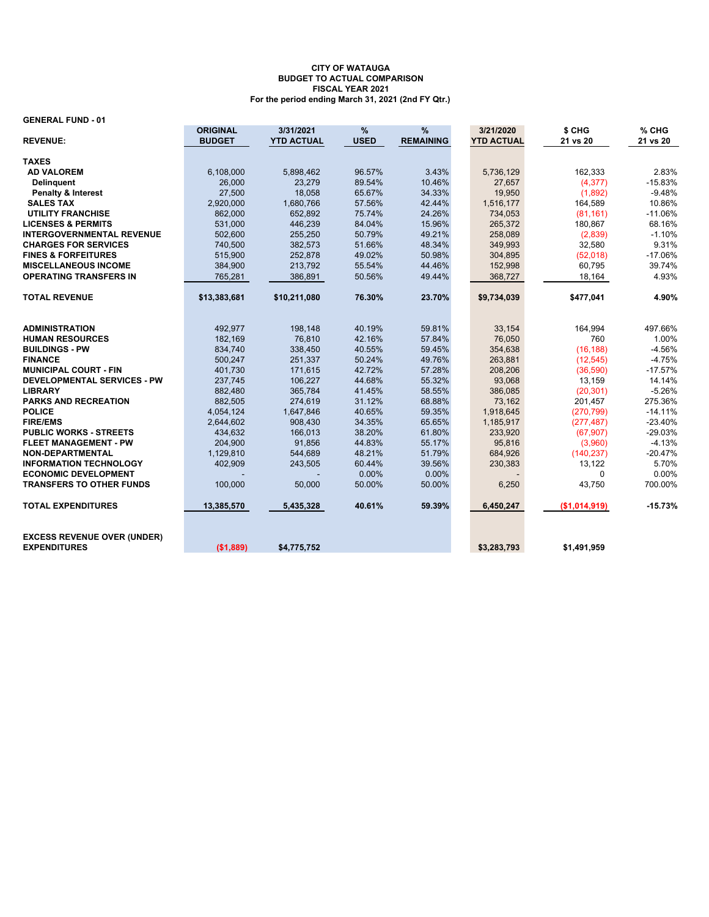**CITY OF WATAUGA**
**BUDGET TO ACTUAL COMPARISON**
**FISCAL YEAR 2021**
**For the period ending March 31, 2021 (2nd FY Qtr.)**

**GENERAL FUND - 01**

| REVENUE: | ORIGINAL BUDGET | 3/31/2021 YTD ACTUAL | % USED | % REMAINING | 3/21/2020 YTD ACTUAL | $ CHG 21 vs 20 | % CHG 21 vs 20 |
|---|---|---|---|---|---|---|---|
| **TAXES** | | | | | | | |
| **AD VALOREM** | 6,108,000 | 5,898,462 | 96.57% | 3.43% | 5,736,129 | 162,333 | 2.83% |
| **Delinquent** | 26,000 | 23,279 | 89.54% | 10.46% | 27,657 | (4,377) | -15.83% |
| **Penalty & Interest** | 27,500 | 18,058 | 65.67% | 34.33% | 19,950 | (1,892) | -9.48% |
| **SALES TAX** | 2,920,000 | 1,680,766 | 57.56% | 42.44% | 1,516,177 | 164,589 | 10.86% |
| **UTILITY FRANCHISE** | 862,000 | 652,892 | 75.74% | 24.26% | 734,053 | (81,161) | -11.06% |
| **LICENSES & PERMITS** | 531,000 | 446,239 | 84.04% | 15.96% | 265,372 | 180,867 | 68.16% |
| **INTERGOVERNMENTAL REVENUE** | 502,600 | 255,250 | 50.79% | 49.21% | 258,089 | (2,839) | -1.10% |
| **CHARGES FOR SERVICES** | 740,500 | 382,573 | 51.66% | 48.34% | 349,993 | 32,580 | 9.31% |
| **FINES & FORFEITURES** | 515,900 | 252,878 | 49.02% | 50.98% | 304,895 | (52,018) | -17.06% |
| **MISCELLANEOUS INCOME** | 384,900 | 213,792 | 55.54% | 44.46% | 152,998 | 60,795 | 39.74% |
| **OPERATING TRANSFERS IN** | 765,281 | 386,891 | 50.56% | 49.44% | 368,727 | 18,164 | 4.93% |
| **TOTAL REVENUE** | **$13,383,681** | **$10,211,080** | **76.30%** | **23.70%** | **$9,734,039** | **$477,041** | **4.90%** |
| | | | | | | | |
| **ADMINISTRATION** | 492,977 | 198,148 | 40.19% | 59.81% | 33,154 | 164,994 | 497.66% |
| **HUMAN RESOURCES** | 182,169 | 76,810 | 42.16% | 57.84% | 76,050 | 760 | 1.00% |
| **BUILDINGS - PW** | 834,740 | 338,450 | 40.55% | 59.45% | 354,638 | (16,188) | -4.56% |
| **FINANCE** | 500,247 | 251,337 | 50.24% | 49.76% | 263,881 | (12,545) | -4.75% |
| **MUNICIPAL COURT - FIN** | 401,730 | 171,615 | 42.72% | 57.28% | 208,206 | (36,590) | -17.57% |
| **DEVELOPMENTAL SERVICES - PW** | 237,745 | 106,227 | 44.68% | 55.32% | 93,068 | 13,159 | 14.14% |
| **LIBRARY** | 882,480 | 365,784 | 41.45% | 58.55% | 386,085 | (20,301) | -5.26% |
| **PARKS AND RECREATION** | 882,505 | 274,619 | 31.12% | 68.88% | 73,162 | 201,457 | 275.36% |
| **POLICE** | 4,054,124 | 1,647,846 | 40.65% | 59.35% | 1,918,645 | (270,799) | -14.11% |
| **FIRE/EMS** | 2,644,602 | 908,430 | 34.35% | 65.65% | 1,185,917 | (277,487) | -23.40% |
| **PUBLIC WORKS - STREETS** | 434,632 | 166,013 | 38.20% | 61.80% | 233,920 | (67,907) | -29.03% |
| **FLEET MANAGEMENT - PW** | 204,900 | 91,856 | 44.83% | 55.17% | 95,816 | (3,960) | -4.13% |
| **NON-DEPARTMENTAL** | 1,129,810 | 544,689 | 48.21% | 51.79% | 684,926 | (140,237) | -20.47% |
| **INFORMATION TECHNOLOGY** | 402,909 | 243,505 | 60.44% | 39.56% | 230,383 | 13,122 | 5.70% |
| **ECONOMIC DEVELOPMENT** | - | - | 0.00% | 0.00% | - | 0 | 0.00% |
| **TRANSFERS TO OTHER FUNDS** | 100,000 | 50,000 | 50.00% | 50.00% | 6,250 | 43,750 | 700.00% |
| **TOTAL EXPENDITURES** | **13,385,570** | **5,435,328** | **40.61%** | **59.39%** | **6,450,247** | **($1,014,919)** | **-15.73%** |
| | | | | | | | |
| **EXCESS REVENUE OVER (UNDER) EXPENDITURES** | **($1,889)** | **$4,775,752** | | | **$3,283,793** | **$1,491,959** | |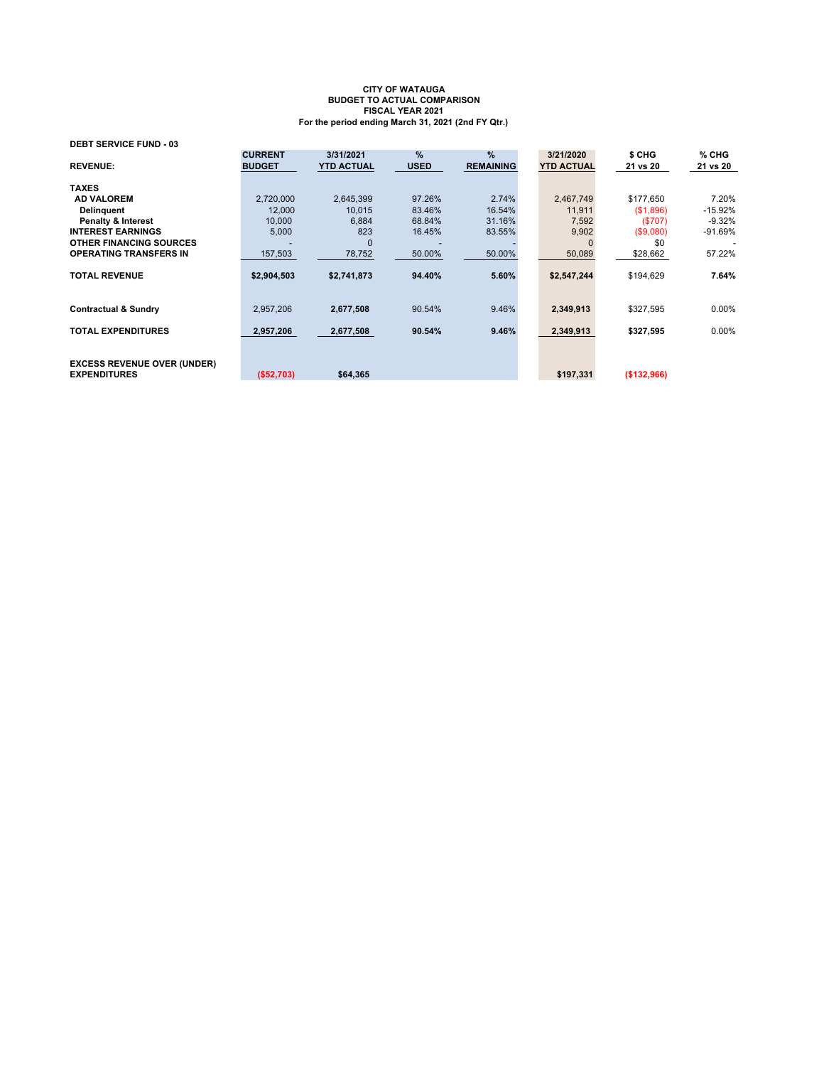**CITY OF WATAUGA**
**BUDGET TO ACTUAL COMPARISON**
**FISCAL YEAR 2021**
**For the period ending March 31, 2021 (2nd FY Qtr.)**

**DEBT SERVICE FUND - 03**

| REVENUE: | CURRENT BUDGET | 3/31/2021 YTD ACTUAL | % USED | % REMAINING | 3/21/2020 YTD ACTUAL | $ CHG 21 vs 20 | % CHG 21 vs 20 |
|---|---|---|---|---|---|---|---|
| **TAXES** | | | | | | | |
| **AD VALOREM** | 2,720,000 | 2,645,399 | 97.26% | 2.74% | 2,467,749 | $177,650 | 7.20% |
| **Delinquent** | 12,000 | 10,015 | 83.46% | 16.54% | 11,911 | ($1,896) | -15.92% |
| **Penalty & Interest** | 10,000 | 6,884 | 68.84% | 31.16% | 7,592 | ($707) | -9.32% |
| **INTEREST EARNINGS** | 5,000 | 823 | 16.45% | 83.55% | 9,902 | ($9,080) | -91.69% |
| **OTHER FINANCING SOURCES** | - | 0 | - | - | 0 | $0 | - |
| **OPERATING TRANSFERS IN** | 157,503 | 78,752 | 50.00% | 50.00% | 50,089 | $28,662 | 57.22% |
| **TOTAL REVENUE** | **$2,904,503** | **$2,741,873** | **94.40%** | **5.60%** | **$2,547,244** | $194,629 | **7.64%** |
| **Contractual & Sundry** | 2,957,206 | **2,677,508** | 90.54% | 9.46% | **2,349,913** | $327,595 | 0.00% |
| **TOTAL EXPENDITURES** | **2,957,206** | **2,677,508** | **90.54%** | **9.46%** | **2,349,913** | **$327,595** | 0.00% |
| **EXCESS REVENUE OVER (UNDER) EXPENDITURES** | **($52,703)** | **$64,365** | | | **$197,331** | **($132,966)** | |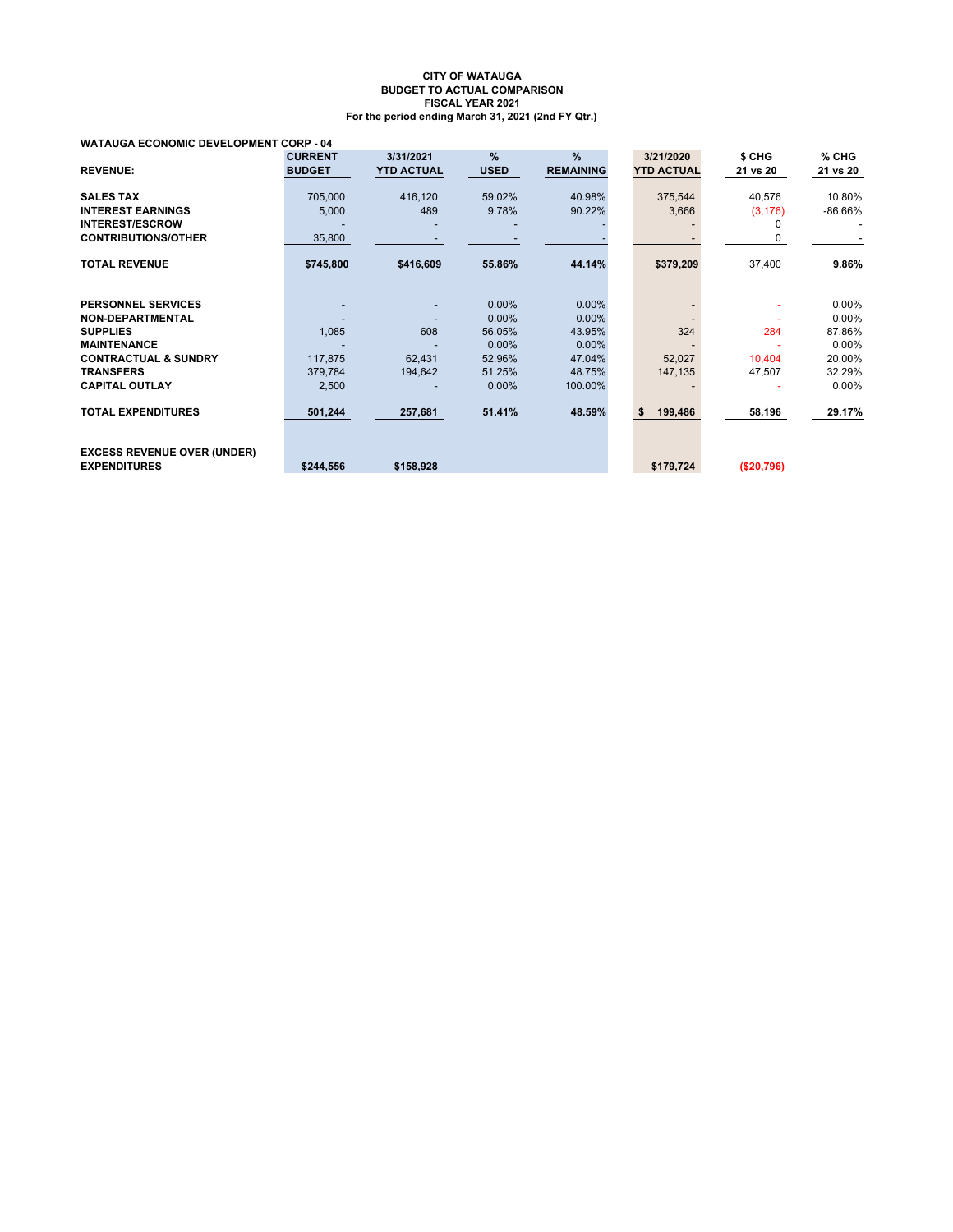**CITY OF WATAUGA**
**BUDGET TO ACTUAL COMPARISON**
**FISCAL YEAR 2021**
**For the period ending March 31, 2021 (2nd FY Qtr.)**

**WATAUGA ECONOMIC DEVELOPMENT CORP - 04**

| REVENUE: | CURRENT BUDGET | 3/31/2021 YTD ACTUAL | % USED | % REMAINING | 3/21/2020 YTD ACTUAL | $ CHG 21 vs 20 | % CHG 21 vs 20 |
|---|---|---|---|---|---|---|---|
| **SALES TAX** | 705,000 | 416,120 | 59.02% | 40.98% | 375,544 | 40,576 | 10.80% |
| **INTEREST EARNINGS** | 5,000 | 489 | 9.78% | 90.22% | 3,666 | (3,176) | -86.66% |
| **INTEREST/ESCROW** | - | - | - | - | - | 0 | - |
| **CONTRIBUTIONS/OTHER** | 35,800 | - | - | - | - | 0 | - |
| **TOTAL REVENUE** | **$745,800** | **$416,609** | **55.86%** | **44.14%** | **$379,209** | 37,400 | **9.86%** |
| | | | | | | | |
| **PERSONNEL SERVICES** | - | - | 0.00% | 0.00% | - | - | 0.00% |
| **NON-DEPARTMENTAL** | - | - | 0.00% | 0.00% | - | - | 0.00% |
| **SUPPLIES** | 1,085 | 608 | 56.05% | 43.95% | 324 | 284 | 87.86% |
| **MAINTENANCE** | - | - | 0.00% | 0.00% | - | - | 0.00% |
| **CONTRACTUAL & SUNDRY** | 117,875 | 62,431 | 52.96% | 47.04% | 52,027 | 10,404 | 20.00% |
| **TRANSFERS** | 379,784 | 194,642 | 51.25% | 48.75% | 147,135 | 47,507 | 32.29% |
| **CAPITAL OUTLAY** | 2,500 | - | 0.00% | 100.00% | - | - | 0.00% |
| **TOTAL EXPENDITURES** | **501,244** | **257,681** | **51.41%** | **48.59%** | **$ 199,486** | **58,196** | **29.17%** |
| | | | | | | | |
| **EXCESS REVENUE OVER (UNDER) EXPENDITURES** | **$244,556** | **$158,928** | | | **$179,724** | **($20,796)** | |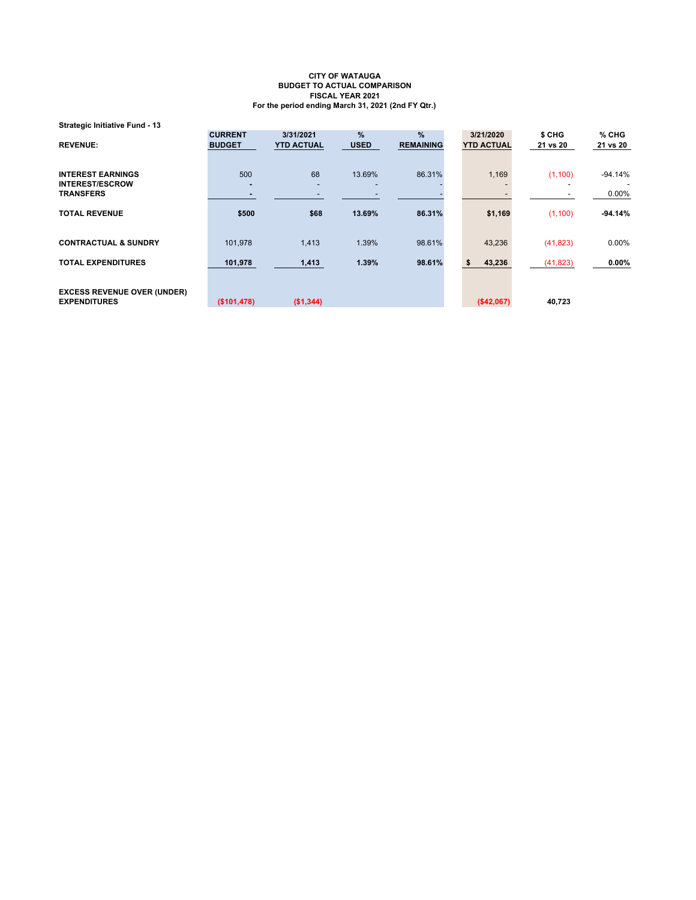**CITY OF WATAUGA**
**BUDGET TO ACTUAL COMPARISON**
**FISCAL YEAR 2021**
**For the period ending March 31, 2021 (2nd FY Qtr.)**

**Strategic Initiative Fund - 13**

| REVENUE: | CURRENT BUDGET | 3/31/2021 YTD ACTUAL | % USED | % REMAINING | 3/21/2020 YTD ACTUAL | $ CHG 21 vs 20 | % CHG 21 vs 20 |
|---|---|---|---|---|---|---|---|
| INTEREST EARNINGS | 500 | 68 | 13.69% | 86.31% | 1,169 | (1,100) | -94.14% |
| INTEREST/ESCROW | - | - | - | - | - | - | - |
| TRANSFERS | - | - | - | - | - | - | 0.00% |
| **TOTAL REVENUE** | **$500** | **$68** | **13.69%** | **86.31%** | **$1,169** | (1,100) | **-94.14%** |
| **CONTRACTUAL & SUNDRY** | 101,978 | 1,413 | 1.39% | 98.61% | 43,236 | (41,823) | 0.00% |
| **TOTAL EXPENDITURES** | **101,978** | **1,413** | **1.39%** | **98.61%** | **$ 43,236** | (41,823) | **0.00%** |
| **EXCESS REVENUE OVER (UNDER) EXPENDITURES** | **($101,478)** | **($1,344)** | | | **($42,067)** | **40,723** | |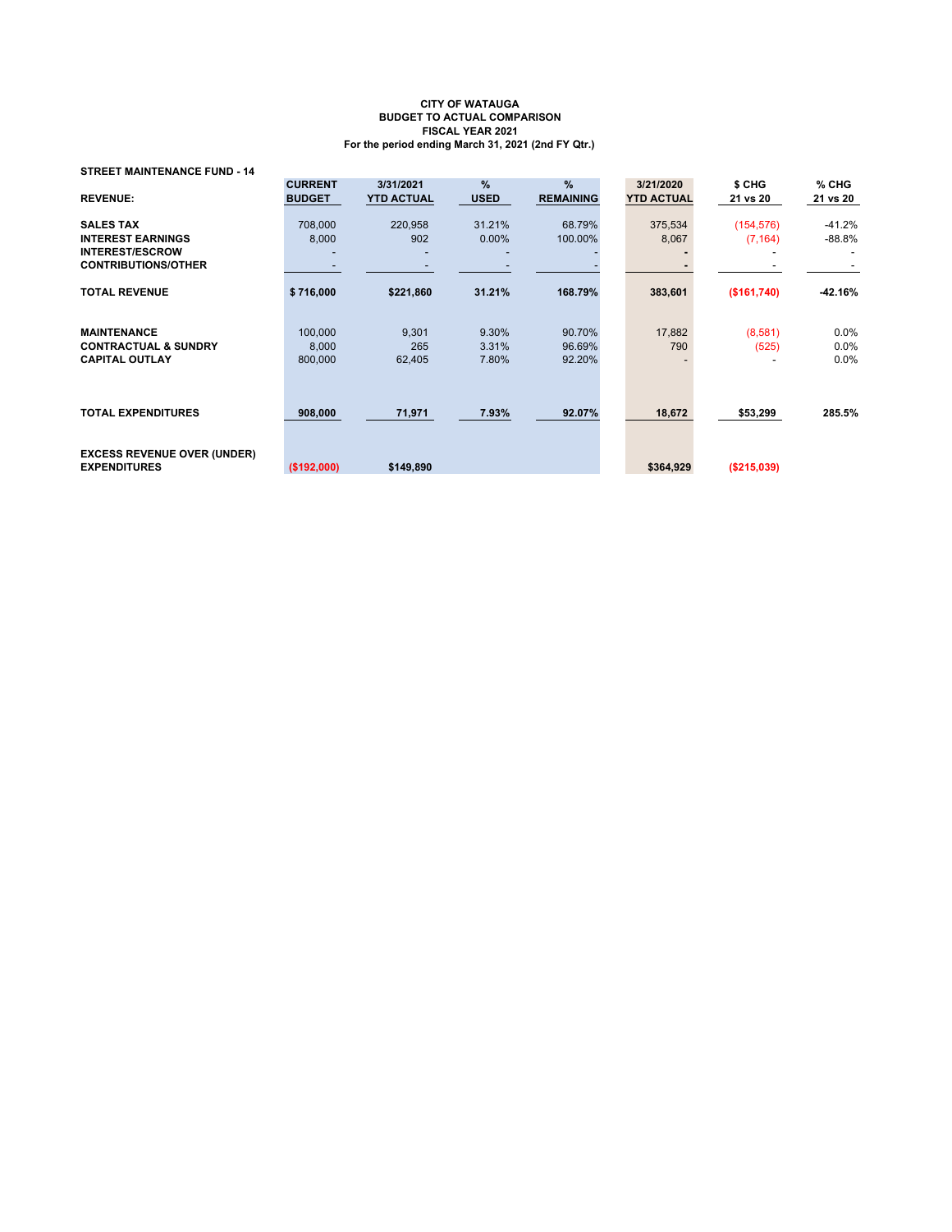**CITY OF WATAUGA**
**BUDGET TO ACTUAL COMPARISON**
**FISCAL YEAR 2021**
**For the period ending March 31, 2021 (2nd FY Qtr.)**

**STREET MAINTENANCE FUND - 14**

| REVENUE: | CURRENT BUDGET | 3/31/2021 YTD ACTUAL | % USED | % REMAINING | 3/21/2020 YTD ACTUAL | $ CHG 21 vs 20 | % CHG 21 vs 20 |
|---|---|---|---|---|---|---|---|
| SALES TAX | 708,000 | 220,958 | 31.21% | 68.79% | 375,534 | (154,576) | -41.2% |
| INTEREST EARNINGS | 8,000 | 902 | 0.00% | 100.00% | 8,067 | (7,164) | -88.8% |
| INTEREST/ESCROW | - | - | - | - | - | - | - |
| CONTRIBUTIONS/OTHER | - | - | - | - | - | - | - |
| **TOTAL REVENUE** | **$ 716,000** | **$221,860** | **31.21%** | **168.79%** | **383,601** | **($161,740)** | **-42.16%** |
| MAINTENANCE | 100,000 | 9,301 | 9.30% | 90.70% | 17,882 | (8,581) | 0.0% |
| CONTRACTUAL & SUNDRY | 8,000 | 265 | 3.31% | 96.69% | 790 | (525) | 0.0% |
| CAPITAL OUTLAY | 800,000 | 62,405 | 7.80% | 92.20% | - | - | 0.0% |
| **TOTAL EXPENDITURES** | **908,000** | **71,971** | **7.93%** | **92.07%** | **18,672** | **$53,299** | **285.5%** |
| **EXCESS REVENUE OVER (UNDER) EXPENDITURES** | **($192,000)** | **$149,890** | | | **$364,929** | **($215,039)** | |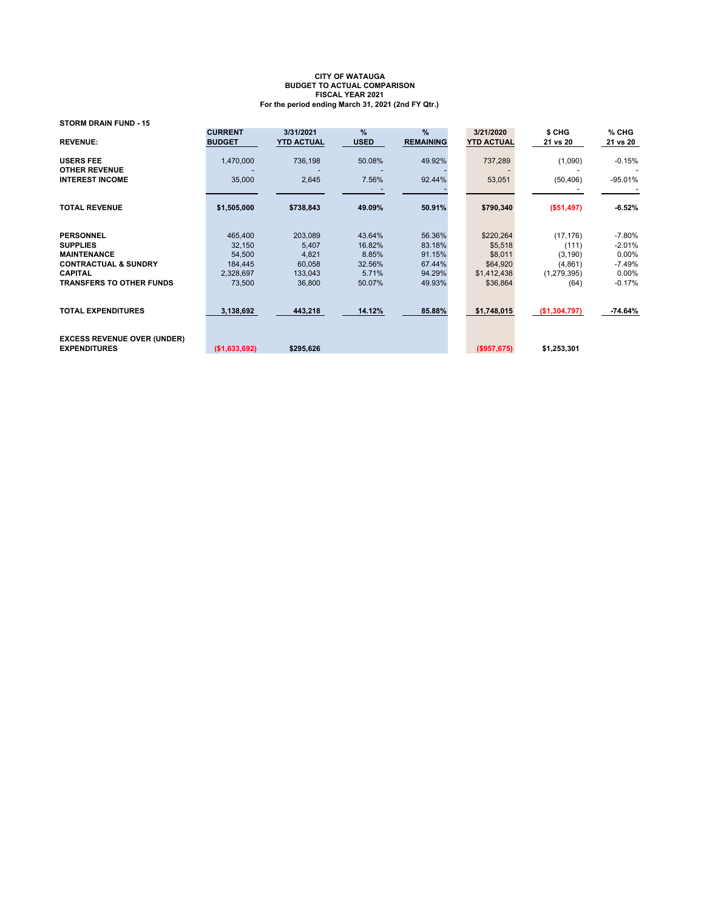**CITY OF WATAUGA**
**BUDGET TO ACTUAL COMPARISON**
**FISCAL YEAR 2021**
**For the period ending March 31, 2021 (2nd FY Qtr.)**

**STORM DRAIN FUND - 15**

| REVENUE: | CURRENT BUDGET | 3/31/2021 YTD ACTUAL | % USED | % REMAINING | 3/21/2020 YTD ACTUAL | $ CHG 21 vs 20 | % CHG 21 vs 20 |
|---|---|---|---|---|---|---|---|
| **USERS FEE** | 1,470,000 | 736,198 | 50.08% | 49.92% | 737,289 | (1,090) | -0.15% |
| **OTHER REVENUE** | - | - | - | - | - | - | - |
| **INTEREST INCOME** | 35,000 | 2,645 | 7.56% | 92.44% | 53,051 | (50,406) | -95.01% |
| | | | - | - | | - | - |
| **TOTAL REVENUE** | **$1,505,000** | **$738,843** | **49.09%** | **50.91%** | **$790,340** | **($51,497)** | **-6.52%** |
| **PERSONNEL** | 465,400 | 203,089 | 43.64% | 56.36% | $220,264 | (17,176) | -7.80% |
| **SUPPLIES** | 32,150 | 5,407 | 16.82% | 83.18% | $5,518 | (111) | -2.01% |
| **MAINTENANCE** | 54,500 | 4,821 | 8.85% | 91.15% | $8,011 | (3,190) | 0.00% |
| **CONTRACTUAL & SUNDRY** | 184,445 | 60,058 | 32.56% | 67.44% | $64,920 | (4,861) | -7.49% |
| **CAPITAL** | 2,328,697 | 133,043 | 5.71% | 94.29% | $1,412,438 | (1,279,395) | 0.00% |
| **TRANSFERS TO OTHER FUNDS** | 73,500 | 36,800 | 50.07% | 49.93% | $36,864 | (64) | -0.17% |
| **TOTAL EXPENDITURES** | **3,138,692** | **443,218** | **14.12%** | **85.88%** | **$1,748,015** | **($1,304,797)** | **-74.64%** |
| **EXCESS REVENUE OVER (UNDER) EXPENDITURES** | **($1,633,692)** | **$295,626** | | | **($957,675)** | **$1,253,301** | |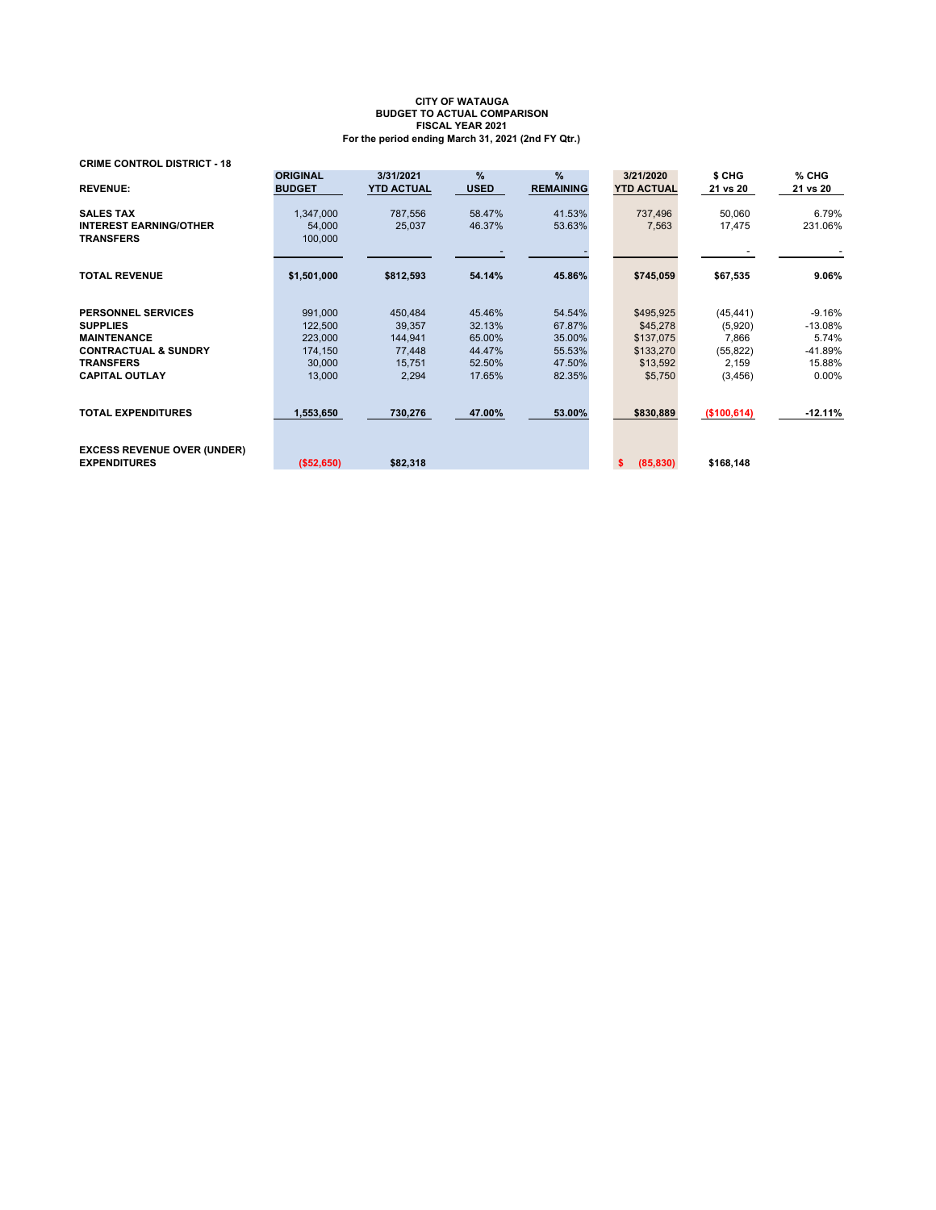**CITY OF WATAUGA**
**BUDGET TO ACTUAL COMPARISON**
**FISCAL YEAR 2021**
**For the period ending March 31, 2021 (2nd FY Qtr.)**

**CRIME CONTROL DISTRICT - 18**

| REVENUE: | ORIGINAL BUDGET | 3/31/2021 YTD ACTUAL | % USED | % REMAINING | 3/21/2020 YTD ACTUAL | $ CHG 21 vs 20 | % CHG 21 vs 20 |
|---|---|---|---|---|---|---|---|
| **SALES TAX** | 1,347,000 | 787,556 | 58.47% | 41.53% | 737,496 | 50,060 | 6.79% |
| **INTEREST EARNING/OTHER** | 54,000 | 25,037 | 46.37% | 53.63% | 7,563 | 17,475 | 231.06% |
| **TRANSFERS** | 100,000 | | - | - | | - | - |
| **TOTAL REVENUE** | **$1,501,000** | **$812,593** | **54.14%** | **45.86%** | **$745,059** | **$67,535** | **9.06%** |
| **PERSONNEL SERVICES** | 991,000 | 450,484 | 45.46% | 54.54% | $495,925 | (45,441) | -9.16% |
| **SUPPLIES** | 122,500 | 39,357 | 32.13% | 67.87% | $45,278 | (5,920) | -13.08% |
| **MAINTENANCE** | 223,000 | 144,941 | 65.00% | 35.00% | $137,075 | 7,866 | 5.74% |
| **CONTRACTUAL & SUNDRY** | 174,150 | 77,448 | 44.47% | 55.53% | $133,270 | (55,822) | -41.89% |
| **TRANSFERS** | 30,000 | 15,751 | 52.50% | 47.50% | $13,592 | 2,159 | 15.88% |
| **CAPITAL OUTLAY** | 13,000 | 2,294 | 17.65% | 82.35% | $5,750 | (3,456) | 0.00% |
| **TOTAL EXPENDITURES** | **1,553,650** | **730,276** | **47.00%** | **53.00%** | **$830,889** | **($100,614)** | **-12.11%** |
| **EXCESS REVENUE OVER (UNDER) EXPENDITURES** | **($52,650)** | **$82,318** | | | **$ (85,830)** | **$168,148** | |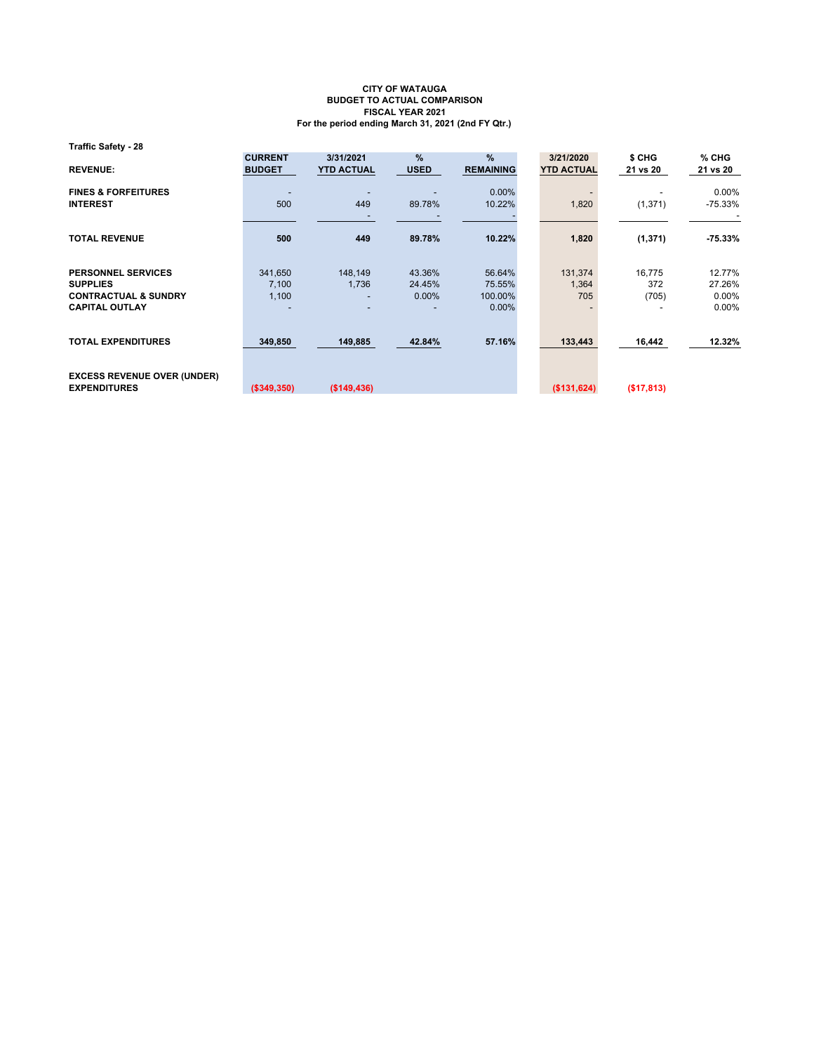**CITY OF WATAUGA**
**BUDGET TO ACTUAL COMPARISON**
**FISCAL YEAR 2021**
**For the period ending March 31, 2021 (2nd FY Qtr.)**

**Traffic Safety - 28**

| REVENUE: | CURRENT BUDGET | 3/31/2021 YTD ACTUAL | % USED | % REMAINING | 3/21/2020 YTD ACTUAL | $ CHG 21 vs 20 | % CHG 21 vs 20 |
|---|---|---|---|---|---|---|---|
| **FINES & FORFEITURES** | - | - | - | 0.00% | - | - | 0.00% |
| **INTEREST** | 500 | 449 | 89.78% | 10.22% | 1,820 | (1,371) | -75.33% |
| | | - | - | - | | | - |
| **TOTAL REVENUE** | **500** | **449** | **89.78%** | **10.22%** | **1,820** | **(1,371)** | **-75.33%** |
| **PERSONNEL SERVICES** | 341,650 | 148,149 | 43.36% | 56.64% | 131,374 | 16,775 | 12.77% |
| **SUPPLIES** | 7,100 | 1,736 | 24.45% | 75.55% | 1,364 | 372 | 27.26% |
| **CONTRACTUAL & SUNDRY** | 1,100 | - | 0.00% | 100.00% | 705 | (705) | 0.00% |
| **CAPITAL OUTLAY** | - | - | - | 0.00% | - | - | 0.00% |
| **TOTAL EXPENDITURES** | **349,850** | **149,885** | **42.84%** | **57.16%** | **133,443** | **16,442** | **12.32%** |
| **EXCESS REVENUE OVER (UNDER) EXPENDITURES** | **($349,350)** | **($149,436)** | | | **($131,624)** | **($17,813)** | |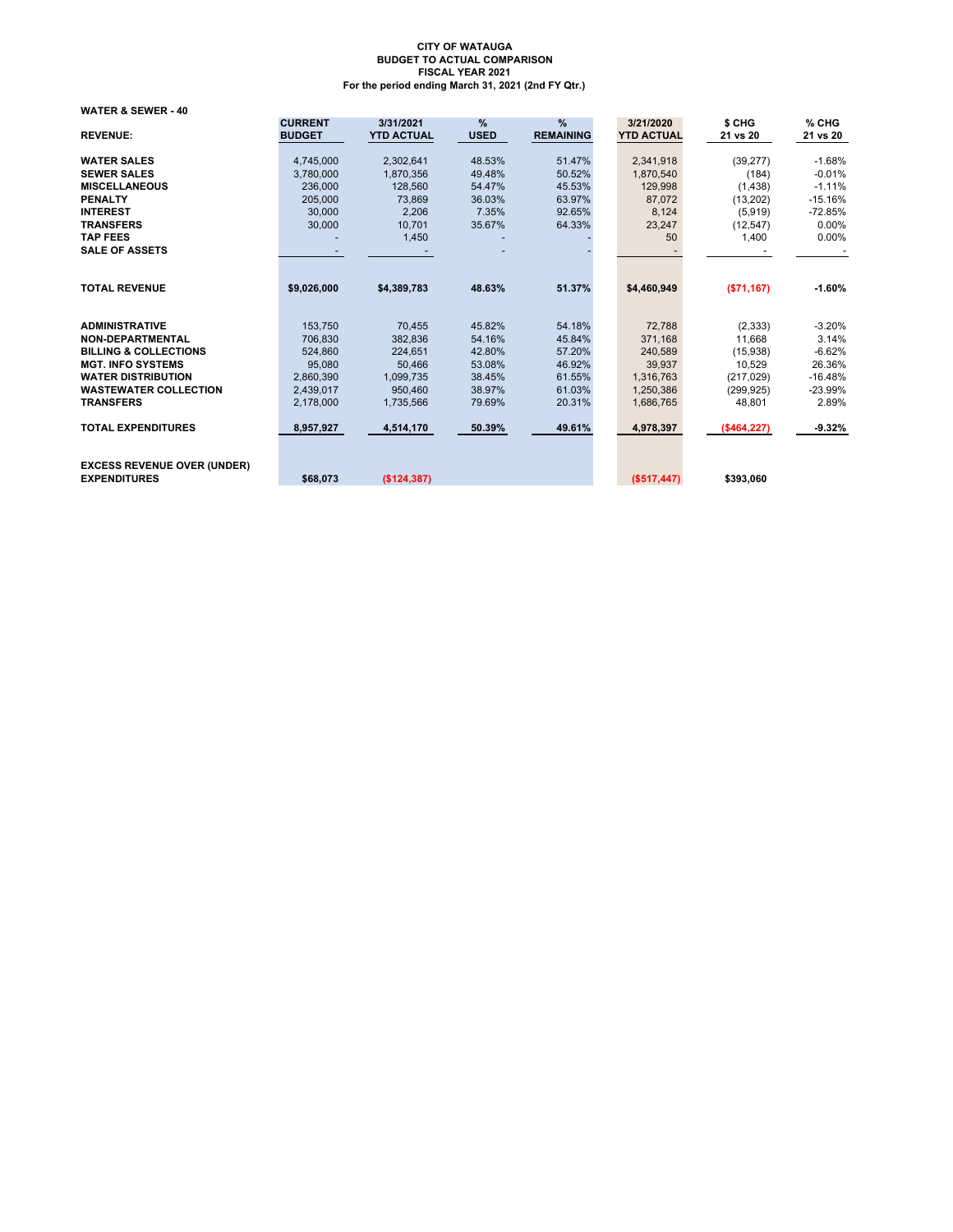**CITY OF WATAUGA**
**BUDGET TO ACTUAL COMPARISON**
**FISCAL YEAR 2021**
**For the period ending March 31, 2021 (2nd FY Qtr.)**

**WATER & SEWER - 40**

| REVENUE: | CURRENT BUDGET | 3/31/2021 YTD ACTUAL | % USED | % REMAINING | 3/21/2020 YTD ACTUAL | $ CHG 21 vs 20 | % CHG 21 vs 20 |
|---|---|---|---|---|---|---|---|
| **WATER SALES** | 4,745,000 | 2,302,641 | 48.53% | 51.47% | 2,341,918 | (39,277) | -1.68% |
| **SEWER SALES** | 3,780,000 | 1,870,356 | 49.48% | 50.52% | 1,870,540 | (184) | -0.01% |
| **MISCELLANEOUS** | 236,000 | 128,560 | 54.47% | 45.53% | 129,998 | (1,438) | -1.11% |
| **PENALTY** | 205,000 | 73,869 | 36.03% | 63.97% | 87,072 | (13,202) | -15.16% |
| **INTEREST** | 30,000 | 2,206 | 7.35% | 92.65% | 8,124 | (5,919) | -72.85% |
| **TRANSFERS** | 30,000 | 10,701 | 35.67% | 64.33% | 23,247 | (12,547) | 0.00% |
| **TAP FEES** | - | 1,450 | - | - | 50 | 1,400 | 0.00% |
| **SALE OF ASSETS** | - | - | - | - | - | - | - |
| **TOTAL REVENUE** | **$9,026,000** | **$4,389,783** | **48.63%** | **51.37%** | **$4,460,949** | **($71,167)** | **-1.60%** |
| **ADMINISTRATIVE** | 153,750 | 70,455 | 45.82% | 54.18% | 72,788 | (2,333) | -3.20% |
| **NON-DEPARTMENTAL** | 706,830 | 382,836 | 54.16% | 45.84% | 371,168 | 11,668 | 3.14% |
| **BILLING & COLLECTIONS** | 524,860 | 224,651 | 42.80% | 57.20% | 240,589 | (15,938) | -6.62% |
| **MGT. INFO SYSTEMS** | 95,080 | 50,466 | 53.08% | 46.92% | 39,937 | 10,529 | 26.36% |
| **WATER DISTRIBUTION** | 2,860,390 | 1,099,735 | 38.45% | 61.55% | 1,316,763 | (217,029) | -16.48% |
| **WASTEWATER COLLECTION** | 2,439,017 | 950,460 | 38.97% | 61.03% | 1,250,386 | (299,925) | -23.99% |
| **TRANSFERS** | 2,178,000 | 1,735,566 | 79.69% | 20.31% | 1,686,765 | 48,801 | 2.89% |
| **TOTAL EXPENDITURES** | **8,957,927** | **4,514,170** | **50.39%** | **49.61%** | **4,978,397** | **($464,227)** | **-9.32%** |
| **EXCESS REVENUE OVER (UNDER) EXPENDITURES** | **$68,073** | **($124,387)** | | | **($517,447)** | **$393,060** | |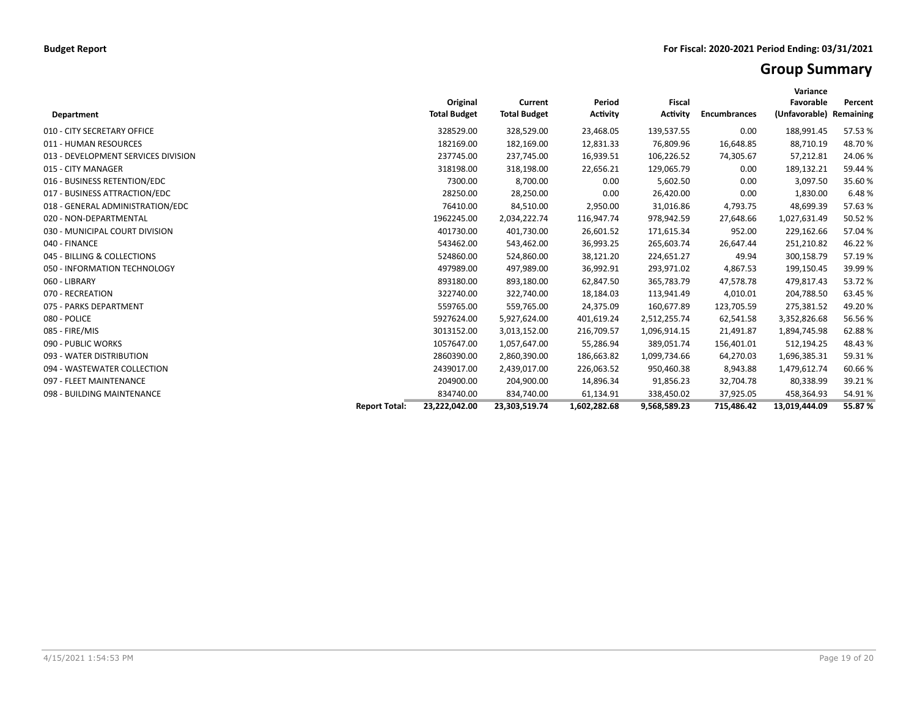**Budget Report**

**For Fiscal: 2020-2021 Period Ending: 03/31/2021**

# Group Summary

| Department | | Original Total Budget | Current Total Budget | Period Activity | Fiscal Activity | Encumbrances | Variance Favorable (Unfavorable) | Percent Remaining |
|---|---|---|---|---|---|---|---|---|
| 010 - CITY SECRETARY OFFICE | | 328529.00 | 328,529.00 | 23,468.05 | 139,537.55 | 0.00 | 188,991.45 | 57.53 % |
| 011 - HUMAN RESOURCES | | 182169.00 | 182,169.00 | 12,831.33 | 76,809.96 | 16,648.85 | 88,710.19 | 48.70 % |
| 013 - DEVELOPMENT SERVICES DIVISION | | 237745.00 | 237,745.00 | 16,939.51 | 106,226.52 | 74,305.67 | 57,212.81 | 24.06 % |
| 015 - CITY MANAGER | | 318198.00 | 318,198.00 | 22,656.21 | 129,065.79 | 0.00 | 189,132.21 | 59.44 % |
| 016 - BUSINESS RETENTION/EDC | | 7300.00 | 8,700.00 | 0.00 | 5,602.50 | 0.00 | 3,097.50 | 35.60 % |
| 017 - BUSINESS ATTRACTION/EDC | | 28250.00 | 28,250.00 | 0.00 | 26,420.00 | 0.00 | 1,830.00 | 6.48 % |
| 018 - GENERAL ADMINISTRATION/EDC | | 76410.00 | 84,510.00 | 2,950.00 | 31,016.86 | 4,793.75 | 48,699.39 | 57.63 % |
| 020 - NON-DEPARTMENTAL | | 1962245.00 | 2,034,222.74 | 116,947.74 | 978,942.59 | 27,648.66 | 1,027,631.49 | 50.52 % |
| 030 - MUNICIPAL COURT DIVISION | | 401730.00 | 401,730.00 | 26,601.52 | 171,615.34 | 952.00 | 229,162.66 | 57.04 % |
| 040 - FINANCE | | 543462.00 | 543,462.00 | 36,993.25 | 265,603.74 | 26,647.44 | 251,210.82 | 46.22 % |
| 045 - BILLING & COLLECTIONS | | 524860.00 | 524,860.00 | 38,121.20 | 224,651.27 | 49.94 | 300,158.79 | 57.19 % |
| 050 - INFORMATION TECHNOLOGY | | 497989.00 | 497,989.00 | 36,992.91 | 293,971.02 | 4,867.53 | 199,150.45 | 39.99 % |
| 060 - LIBRARY | | 893180.00 | 893,180.00 | 62,847.50 | 365,783.79 | 47,578.78 | 479,817.43 | 53.72 % |
| 070 - RECREATION | | 322740.00 | 322,740.00 | 18,184.03 | 113,941.49 | 4,010.01 | 204,788.50 | 63.45 % |
| 075 - PARKS DEPARTMENT | | 559765.00 | 559,765.00 | 24,375.09 | 160,677.89 | 123,705.59 | 275,381.52 | 49.20 % |
| 080 - POLICE | | 5927624.00 | 5,927,624.00 | 401,619.24 | 2,512,255.74 | 62,541.58 | 3,352,826.68 | 56.56 % |
| 085 - FIRE/MIS | | 3013152.00 | 3,013,152.00 | 216,709.57 | 1,096,914.15 | 21,491.87 | 1,894,745.98 | 62.88 % |
| 090 - PUBLIC WORKS | | 1057647.00 | 1,057,647.00 | 55,286.94 | 389,051.74 | 156,401.01 | 512,194.25 | 48.43 % |
| 093 - WATER DISTRIBUTION | | 2860390.00 | 2,860,390.00 | 186,663.82 | 1,099,734.66 | 64,270.03 | 1,696,385.31 | 59.31 % |
| 094 - WASTEWATER COLLECTION | | 2439017.00 | 2,439,017.00 | 226,063.52 | 950,460.38 | 8,943.88 | 1,479,612.74 | 60.66 % |
| 097 - FLEET MAINTENANCE | | 204900.00 | 204,900.00 | 14,896.34 | 91,856.23 | 32,704.78 | 80,338.99 | 39.21 % |
| 098 - BUILDING MAINTENANCE | | 834740.00 | 834,740.00 | 61,134.91 | 338,450.02 | 37,925.05 | 458,364.93 | 54.91 % |
| | **Report Total:** | **23,222,042.00** | **23,303,519.74** | **1,602,282.68** | **9,568,589.23** | **715,486.42** | **13,019,444.09** | **55.87 %** |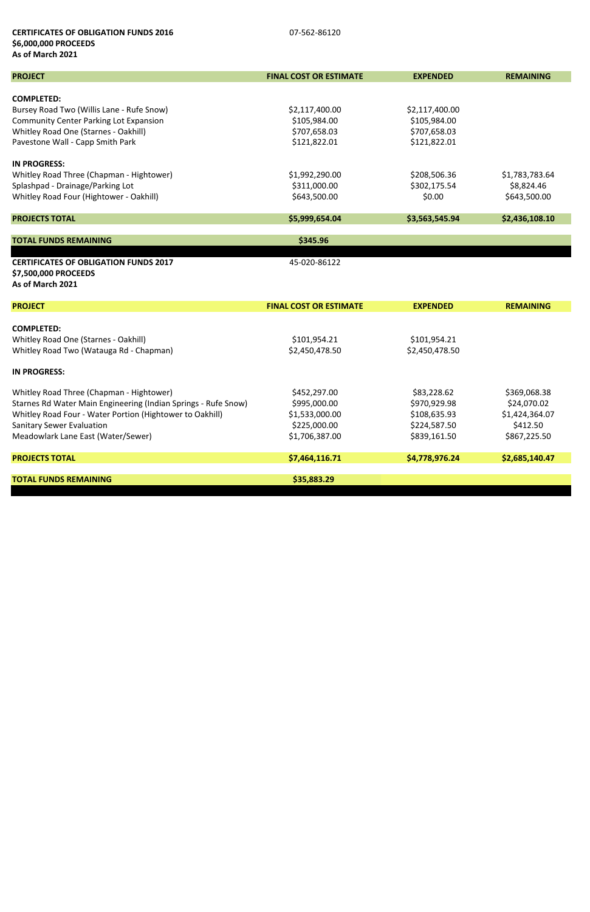**CERTIFICATES OF OBLIGATION FUNDS 2016**
**$6,000,000 PROCEEDS**
**As of March 2021**

07-562-86120

| PROJECT | FINAL COST OR ESTIMATE | EXPENDED | REMAINING |
|---|---|---|---|
| **COMPLETED:** | | | |
| Bursey Road Two (Willis Lane - Rufe Snow) | $2,117,400.00 | $2,117,400.00 | |
| Community Center Parking Lot Expansion | $105,984.00 | $105,984.00 | |
| Whitley Road One (Starnes - Oakhill) | $707,658.03 | $707,658.03 | |
| Pavestone Wall - Capp Smith Park | $121,822.01 | $121,822.01 | |
| **IN PROGRESS:** | | | |
| Whitley Road Three (Chapman - Hightower) | $1,992,290.00 | $208,506.36 | $1,783,783.64 |
| Splashpad - Drainage/Parking Lot | $311,000.00 | $302,175.54 | $8,824.46 |
| Whitley Road Four (Hightower - Oakhill) | $643,500.00 | $0.00 | $643,500.00 |
| **PROJECTS TOTAL** | **$5,999,654.04** | **$3,563,545.94** | **$2,436,108.10** |
| **TOTAL FUNDS REMAINING** | **$345.96** | | |

**CERTIFICATES OF OBLIGATION FUNDS 2017**
**$7,500,000 PROCEEDS**
**As of March 2021**

45-020-86122

| PROJECT | FINAL COST OR ESTIMATE | EXPENDED | REMAINING |
|---|---|---|---|
| **COMPLETED:** | | | |
| Whitley Road One (Starnes - Oakhill) | $101,954.21 | $101,954.21 | |
| Whitley Road Two (Watauga Rd - Chapman) | $2,450,478.50 | $2,450,478.50 | |
| **IN PROGRESS:** | | | |
| Whitley Road Three (Chapman - Hightower) | $452,297.00 | $83,228.62 | $369,068.38 |
| Starnes Rd Water Main Engineering (Indian Springs - Rufe Snow) | $995,000.00 | $970,929.98 | $24,070.02 |
| Whitley Road Four - Water Portion (Hightower to Oakhill) | $1,533,000.00 | $108,635.93 | $1,424,364.07 |
| Sanitary Sewer Evaluation | $225,000.00 | $224,587.50 | $412.50 |
| Meadowlark Lane East (Water/Sewer) | $1,706,387.00 | $839,161.50 | $867,225.50 |
| **PROJECTS TOTAL** | **$7,464,116.71** | **$4,778,976.24** | **$2,685,140.47** |
| **TOTAL FUNDS REMAINING** | **$35,883.29** | | |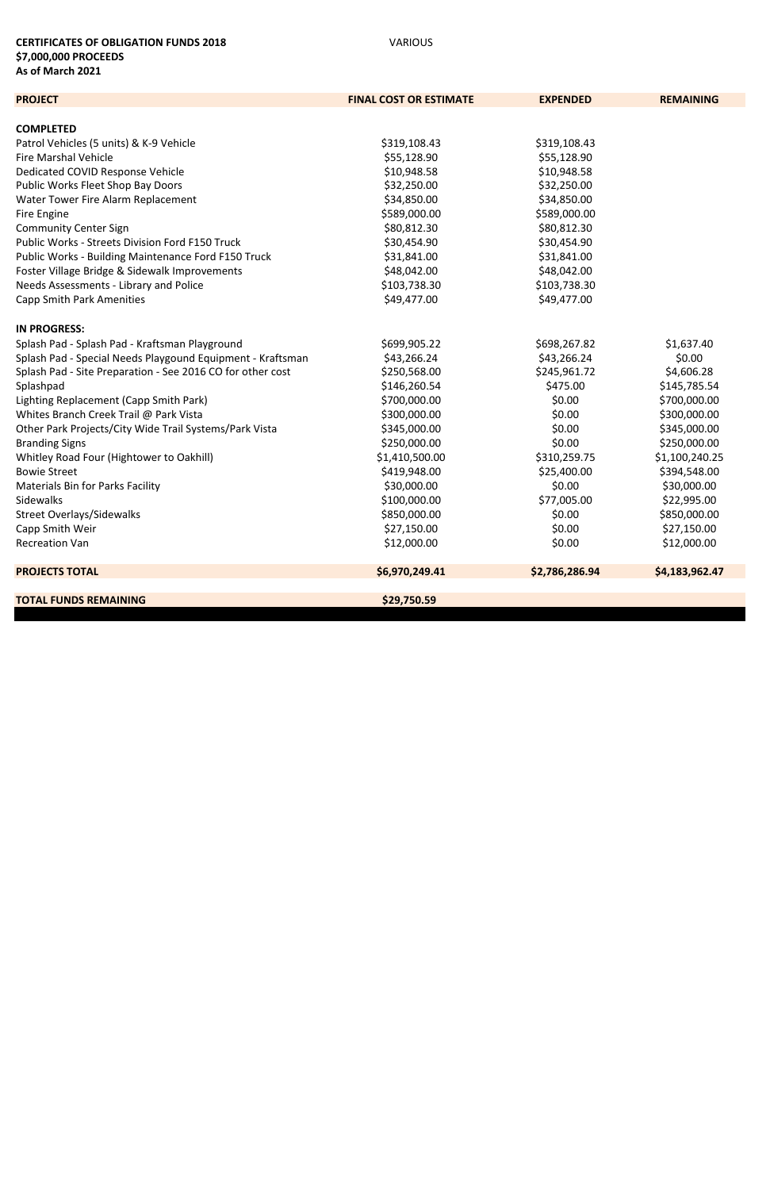**CERTIFICATES OF OBLIGATION FUNDS 2018** VARIOUS
**$7,000,000 PROCEEDS**
**As of March 2021**

| PROJECT | FINAL COST OR ESTIMATE | EXPENDED | REMAINING |
|---|---|---|---|
| **COMPLETED** | | | |
| Patrol Vehicles (5 units) & K-9 Vehicle | $319,108.43 | $319,108.43 | |
| Fire Marshal Vehicle | $55,128.90 | $55,128.90 | |
| Dedicated COVID Response Vehicle | $10,948.58 | $10,948.58 | |
| Public Works Fleet Shop Bay Doors | $32,250.00 | $32,250.00 | |
| Water Tower Fire Alarm Replacement | $34,850.00 | $34,850.00 | |
| Fire Engine | $589,000.00 | $589,000.00 | |
| Community Center Sign | $80,812.30 | $80,812.30 | |
| Public Works - Streets Division Ford F150 Truck | $30,454.90 | $30,454.90 | |
| Public Works - Building Maintenance Ford F150 Truck | $31,841.00 | $31,841.00 | |
| Foster Village Bridge & Sidewalk Improvements | $48,042.00 | $48,042.00 | |
| Needs Assessments - Library and Police | $103,738.30 | $103,738.30 | |
| Capp Smith Park Amenities | $49,477.00 | $49,477.00 | |
| **IN PROGRESS:** | | | |
| Splash Pad - Splash Pad - Kraftsman Playground | $699,905.22 | $698,267.82 | $1,637.40 |
| Splash Pad - Special Needs Playgound Equipment - Kraftsman | $43,266.24 | $43,266.24 | $0.00 |
| Splash Pad - Site Preparation - See 2016 CO for other cost | $250,568.00 | $245,961.72 | $4,606.28 |
| Splashpad | $146,260.54 | $475.00 | $145,785.54 |
| Lighting Replacement (Capp Smith Park) | $700,000.00 | $0.00 | $700,000.00 |
| Whites Branch Creek Trail @ Park Vista | $300,000.00 | $0.00 | $300,000.00 |
| Other Park Projects/City Wide Trail Systems/Park Vista | $345,000.00 | $0.00 | $345,000.00 |
| Branding Signs | $250,000.00 | $0.00 | $250,000.00 |
| Whitley Road Four (Hightower to Oakhill) | $1,410,500.00 | $310,259.75 | $1,100,240.25 |
| Bowie Street | $419,948.00 | $25,400.00 | $394,548.00 |
| Materials Bin for Parks Facility | $30,000.00 | $0.00 | $30,000.00 |
| Sidewalks | $100,000.00 | $77,005.00 | $22,995.00 |
| Street Overlays/Sidewalks | $850,000.00 | $0.00 | $850,000.00 |
| Capp Smith Weir | $27,150.00 | $0.00 | $27,150.00 |
| Recreation Van | $12,000.00 | $0.00 | $12,000.00 |
| **PROJECTS TOTAL** | **$6,970,249.41** | **$2,786,286.94** | **$4,183,962.47** |
| **TOTAL FUNDS REMAINING** | **$29,750.59** | | |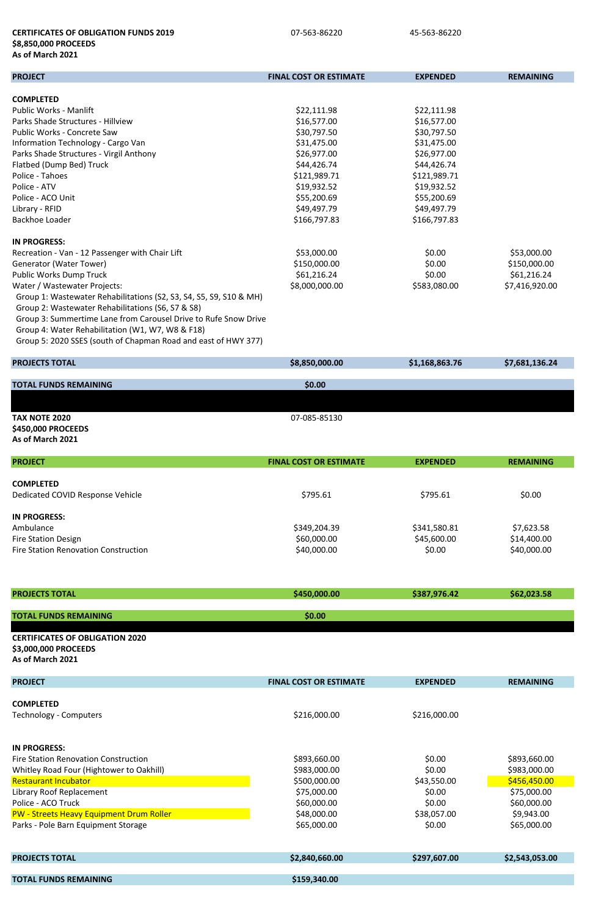**CERTIFICATES OF OBLIGATION FUNDS 2019**
**$8,850,000 PROCEEDS**
**As of March 2021**

07-563-86220 | 45-563-86220

| PROJECT | FINAL COST OR ESTIMATE | EXPENDED | REMAINING |
|---|---|---|---|
| **COMPLETED** | | | |
| Public Works - Manlift | $22,111.98 | $22,111.98 | |
| Parks Shade Structures - Hillview | $16,577.00 | $16,577.00 | |
| Public Works - Concrete Saw | $30,797.50 | $30,797.50 | |
| Information Technology - Cargo Van | $31,475.00 | $31,475.00 | |
| Parks Shade Structures - Virgil Anthony | $26,977.00 | $26,977.00 | |
| Flatbed (Dump Bed) Truck | $44,426.74 | $44,426.74 | |
| Police - Tahoes | $121,989.71 | $121,989.71 | |
| Police - ATV | $19,932.52 | $19,932.52 | |
| Police - ACO Unit | $55,200.69 | $55,200.69 | |
| Library - RFID | $49,497.79 | $49,497.79 | |
| Backhoe Loader | $166,797.83 | $166,797.83 | |
| **IN PROGRESS:** | | | |
| Recreation - Van - 12 Passenger with Chair Lift | $53,000.00 | $0.00 | $53,000.00 |
| Generator (Water Tower) | $150,000.00 | $0.00 | $150,000.00 |
| Public Works Dump Truck | $61,216.24 | $0.00 | $61,216.24 |
| Water / Wastewater Projects: | $8,000,000.00 | $583,080.00 | $7,416,920.00 |
| Group 1: Wastewater Rehabilitations (S2, S3, S4, S5, S9, S10 & MH) | | | |
| Group 2: Wastewater Rehabilitations (S6, S7 & S8) | | | |
| Group 3: Summertime Lane from Carousel Drive to Rufe Snow Drive | | | |
| Group 4: Water Rehabilitation (W1, W7, W8 & F18) | | | |
| Group 5: 2020 SSES (south of Chapman Road and east of HWY 377) | | | |
| **PROJECTS TOTAL** | **$8,850,000.00** | **$1,168,863.76** | **$7,681,136.24** |
| **TOTAL FUNDS REMAINING** | **$0.00** | | |

**TAX NOTE 2020**
**$450,000 PROCEEDS**
**As of March 2021**

07-085-85130

| PROJECT | FINAL COST OR ESTIMATE | EXPENDED | REMAINING |
|---|---|---|---|
| **COMPLETED** | | | |
| Dedicated COVID Response Vehicle | $795.61 | $795.61 | $0.00 |
| **IN PROGRESS:** | | | |
| Ambulance | $349,204.39 | $341,580.81 | $7,623.58 |
| Fire Station Design | $60,000.00 | $45,600.00 | $14,400.00 |
| Fire Station Renovation Construction | $40,000.00 | $0.00 | $40,000.00 |
| **PROJECTS TOTAL** | **$450,000.00** | **$387,976.42** | **$62,023.58** |
| **TOTAL FUNDS REMAINING** | **$0.00** | | |

**CERTIFICATES OF OBLIGATION 2020**
**$3,000,000 PROCEEDS**
**As of March 2021**

| PROJECT | FINAL COST OR ESTIMATE | EXPENDED | REMAINING |
|---|---|---|---|
| **COMPLETED** | | | |
| Technology - Computers | $216,000.00 | $216,000.00 | |
| **IN PROGRESS:** | | | |
| Fire Station Renovation Construction | $893,660.00 | $0.00 | $893,660.00 |
| Whitley Road Four (Hightower to Oakhill) | $983,000.00 | $0.00 | $983,000.00 |
| Restaurant Incubator | $500,000.00 | $43,550.00 | $456,450.00 |
| Library Roof Replacement | $75,000.00 | $0.00 | $75,000.00 |
| Police - ACO Truck | $60,000.00 | $0.00 | $60,000.00 |
| PW - Streets Heavy Equipment Drum Roller | $48,000.00 | $38,057.00 | $9,943.00 |
| Parks - Pole Barn Equipment Storage | $65,000.00 | $0.00 | $65,000.00 |
| **PROJECTS TOTAL** | **$2,840,660.00** | **$297,607.00** | **$2,543,053.00** |
| **TOTAL FUNDS REMAINING** | **$159,340.00** | | |